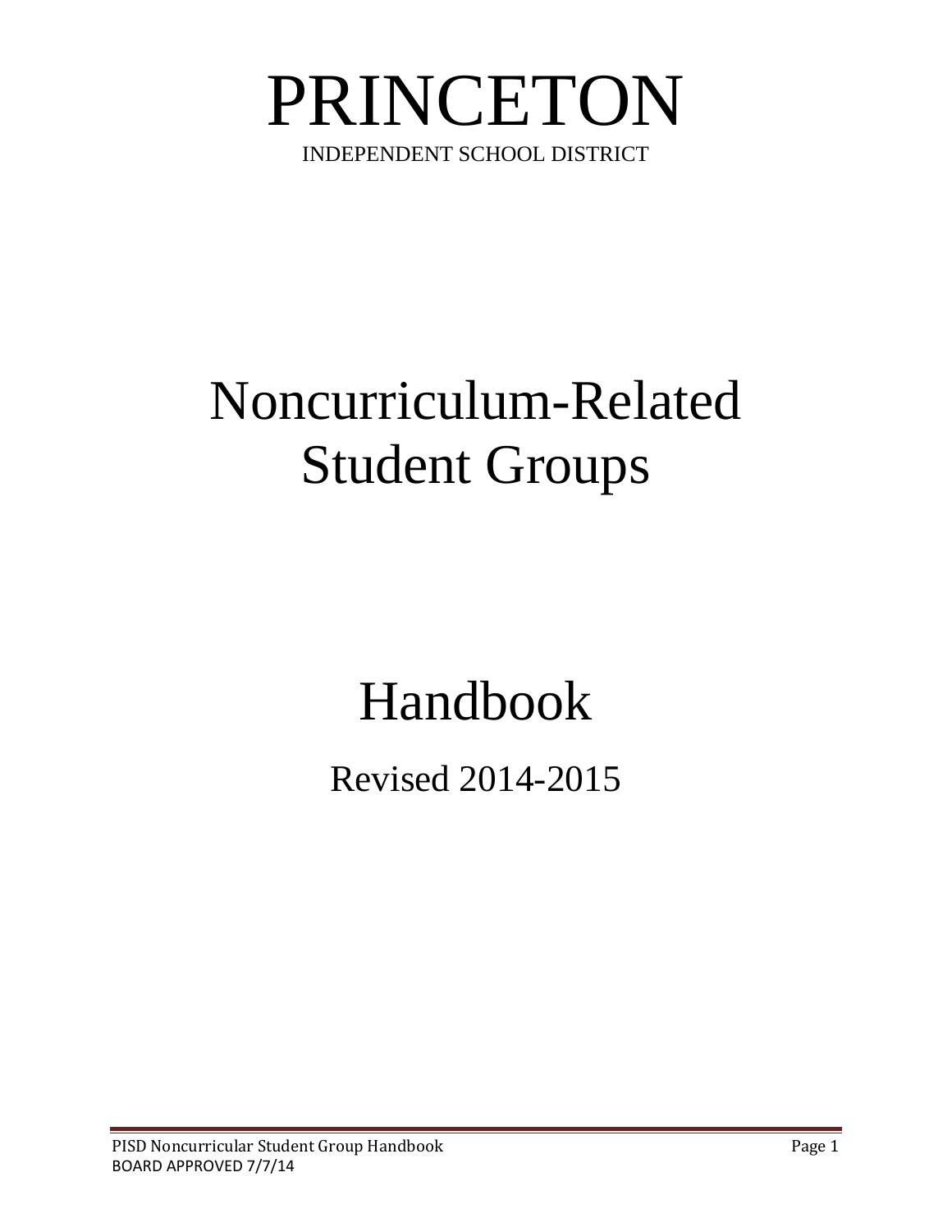# PRINCETON

INDEPENDENT SCHOOL DISTRICT

# Noncurriculum-Related Student Groups

# Handbook

## Revised 2014-2015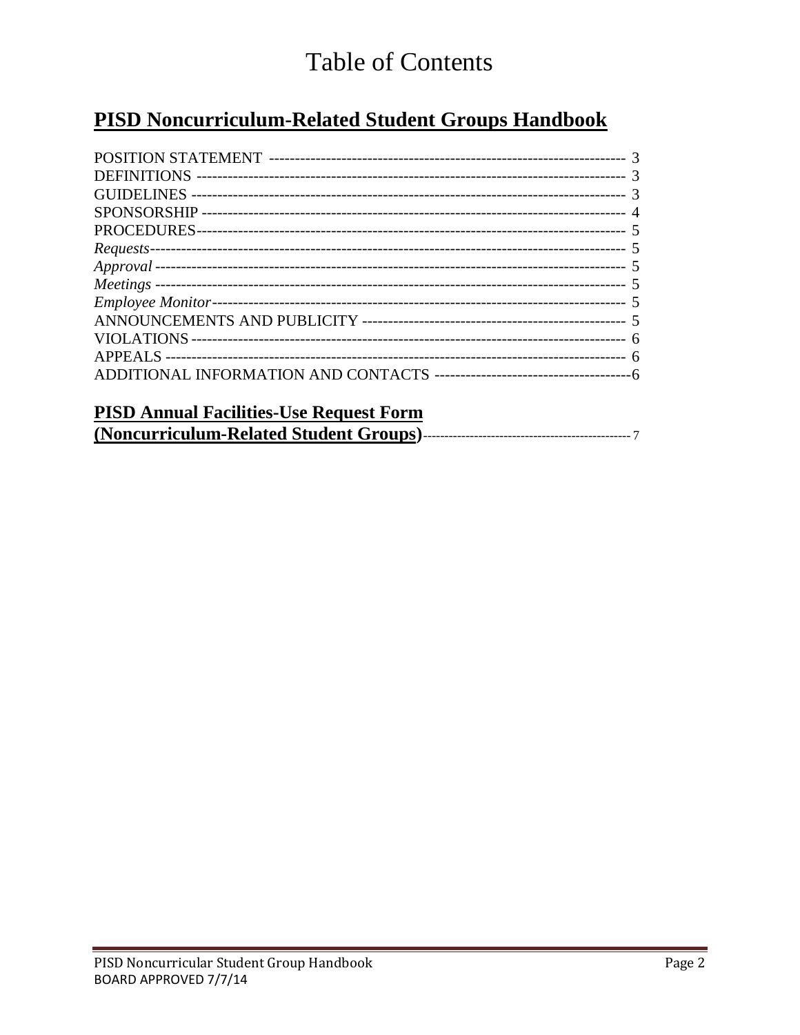# Table of Contents

## PISD Noncurriculum-Related Student Groups Handbook

POSITION STATEMENT ---------------------------------------------------------------------- 3
DEFINITIONS ------------------------------------------------------------------------------- 3
GUIDELINES -------------------------------------------------------------------------------- 3
SPONSORSHIP ------------------------------------------------------------------------------ 4
PROCEDURES------------------------------------------------------------------------------- 5
*Requests*------------------------------------------------------------------------------------ 5
*Approval* ---------------------------------------------------------------------------------- 5
*Meetings* ---------------------------------------------------------------------------------- 5
*Employee Monitor*------------------------------------------------------------------------- 5
ANNOUNCEMENTS AND PUBLICITY ---------------------------------------------- 5
VIOLATIONS ------------------------------------------------------------------------------ 6
APPEALS ----------------------------------------------------------------------------------- 6
ADDITIONAL INFORMATION AND CONTACTS -------------------------------------6

**PISD Annual Facilities-Use Request Form (Noncurriculum-Related Student Groups)**---------------------------------------------- 7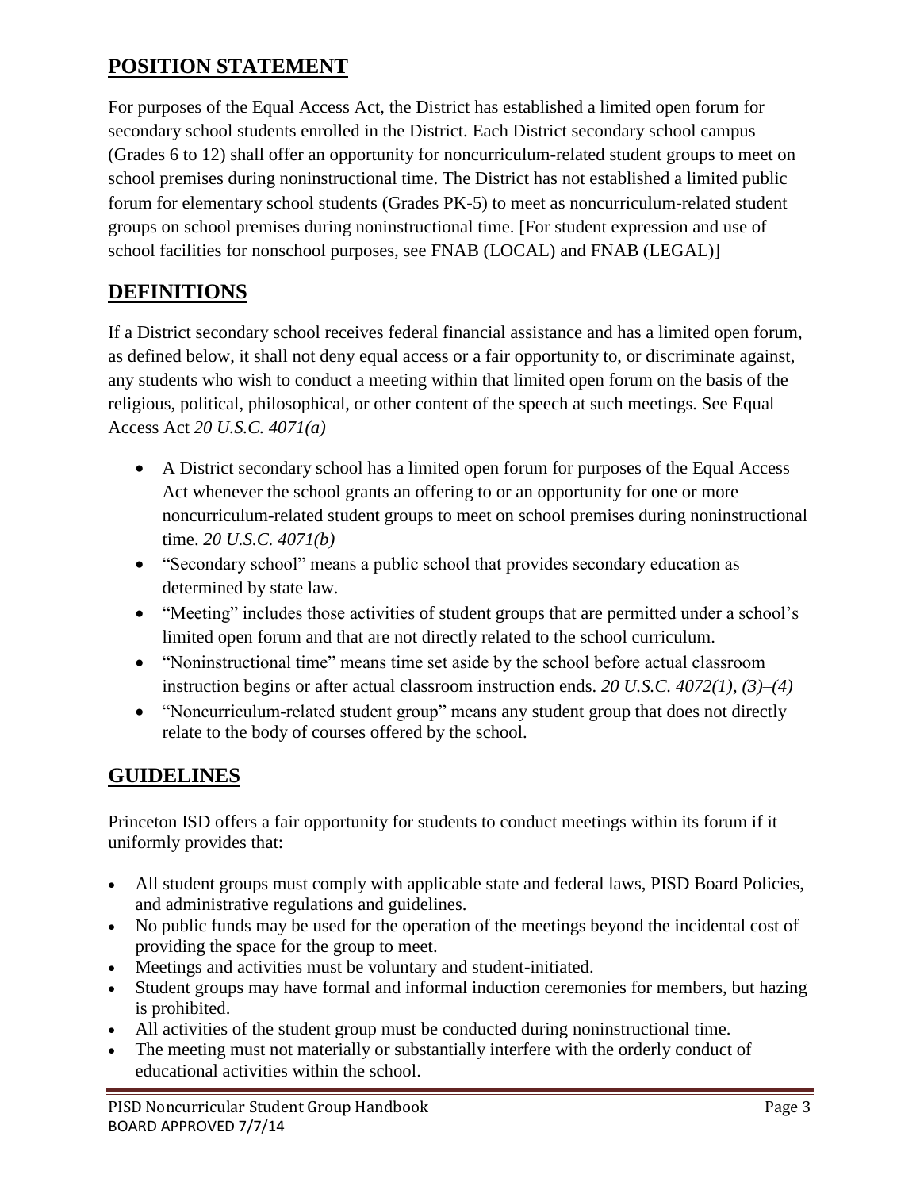## POSITION STATEMENT

For purposes of the Equal Access Act, the District has established a limited open forum for secondary school students enrolled in the District. Each District secondary school campus (Grades 6 to 12) shall offer an opportunity for noncurriculum-related student groups to meet on school premises during noninstructional time. The District has not established a limited public forum for elementary school students (Grades PK-5) to meet as noncurriculum-related student groups on school premises during noninstructional time. [For student expression and use of school facilities for nonschool purposes, see FNAB (LOCAL) and FNAB (LEGAL)]

## DEFINITIONS

If a District secondary school receives federal financial assistance and has a limited open forum, as defined below, it shall not deny equal access or a fair opportunity to, or discriminate against, any students who wish to conduct a meeting within that limited open forum on the basis of the religious, political, philosophical, or other content of the speech at such meetings. See Equal Access Act *20 U.S.C. 4071(a)*

- A District secondary school has a limited open forum for purposes of the Equal Access Act whenever the school grants an offering to or an opportunity for one or more noncurriculum-related student groups to meet on school premises during noninstructional time. *20 U.S.C. 4071(b)*
- "Secondary school" means a public school that provides secondary education as determined by state law.
- "Meeting" includes those activities of student groups that are permitted under a school's limited open forum and that are not directly related to the school curriculum.
- "Noninstructional time" means time set aside by the school before actual classroom instruction begins or after actual classroom instruction ends. *20 U.S.C. 4072(1), (3)–(4)*
- "Noncurriculum-related student group" means any student group that does not directly relate to the body of courses offered by the school.

## GUIDELINES

Princeton ISD offers a fair opportunity for students to conduct meetings within its forum if it uniformly provides that:

- All student groups must comply with applicable state and federal laws, PISD Board Policies, and administrative regulations and guidelines.
- No public funds may be used for the operation of the meetings beyond the incidental cost of providing the space for the group to meet.
- Meetings and activities must be voluntary and student-initiated.
- Student groups may have formal and informal induction ceremonies for members, but hazing is prohibited.
- All activities of the student group must be conducted during noninstructional time.
- The meeting must not materially or substantially interfere with the orderly conduct of educational activities within the school.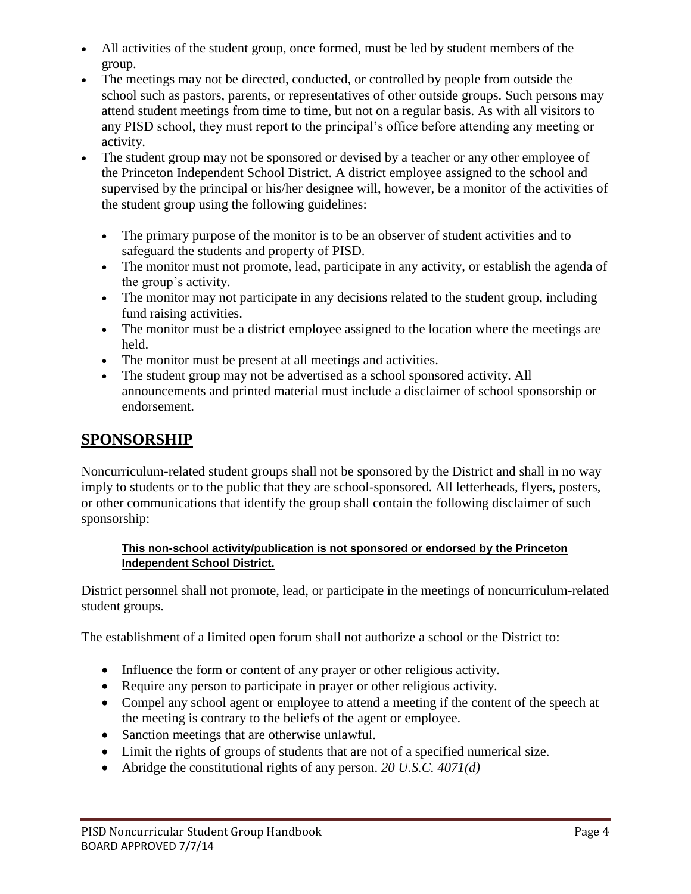- All activities of the student group, once formed, must be led by student members of the group.
- The meetings may not be directed, conducted, or controlled by people from outside the school such as pastors, parents, or representatives of other outside groups. Such persons may attend student meetings from time to time, but not on a regular basis. As with all visitors to any PISD school, they must report to the principal's office before attending any meeting or activity.
- The student group may not be sponsored or devised by a teacher or any other employee of the Princeton Independent School District. A district employee assigned to the school and supervised by the principal or his/her designee will, however, be a monitor of the activities of the student group using the following guidelines:

  - The primary purpose of the monitor is to be an observer of student activities and to safeguard the students and property of PISD.
  - The monitor must not promote, lead, participate in any activity, or establish the agenda of the group's activity.
  - The monitor may not participate in any decisions related to the student group, including fund raising activities.
  - The monitor must be a district employee assigned to the location where the meetings are held.
  - The monitor must be present at all meetings and activities.
  - The student group may not be advertised as a school sponsored activity. All announcements and printed material must include a disclaimer of school sponsorship or endorsement.

## SPONSORSHIP

Noncurriculum-related student groups shall not be sponsored by the District and shall in no way imply to students or to the public that they are school-sponsored. All letterheads, flyers, posters, or other communications that identify the group shall contain the following disclaimer of such sponsorship:

> **This non-school activity/publication is not sponsored or endorsed by the Princeton Independent School District.**

District personnel shall not promote, lead, or participate in the meetings of noncurriculum-related student groups.

The establishment of a limited open forum shall not authorize a school or the District to:

- Influence the form or content of any prayer or other religious activity.
- Require any person to participate in prayer or other religious activity.
- Compel any school agent or employee to attend a meeting if the content of the speech at the meeting is contrary to the beliefs of the agent or employee.
- Sanction meetings that are otherwise unlawful.
- Limit the rights of groups of students that are not of a specified numerical size.
- Abridge the constitutional rights of any person. *20 U.S.C. 4071(d)*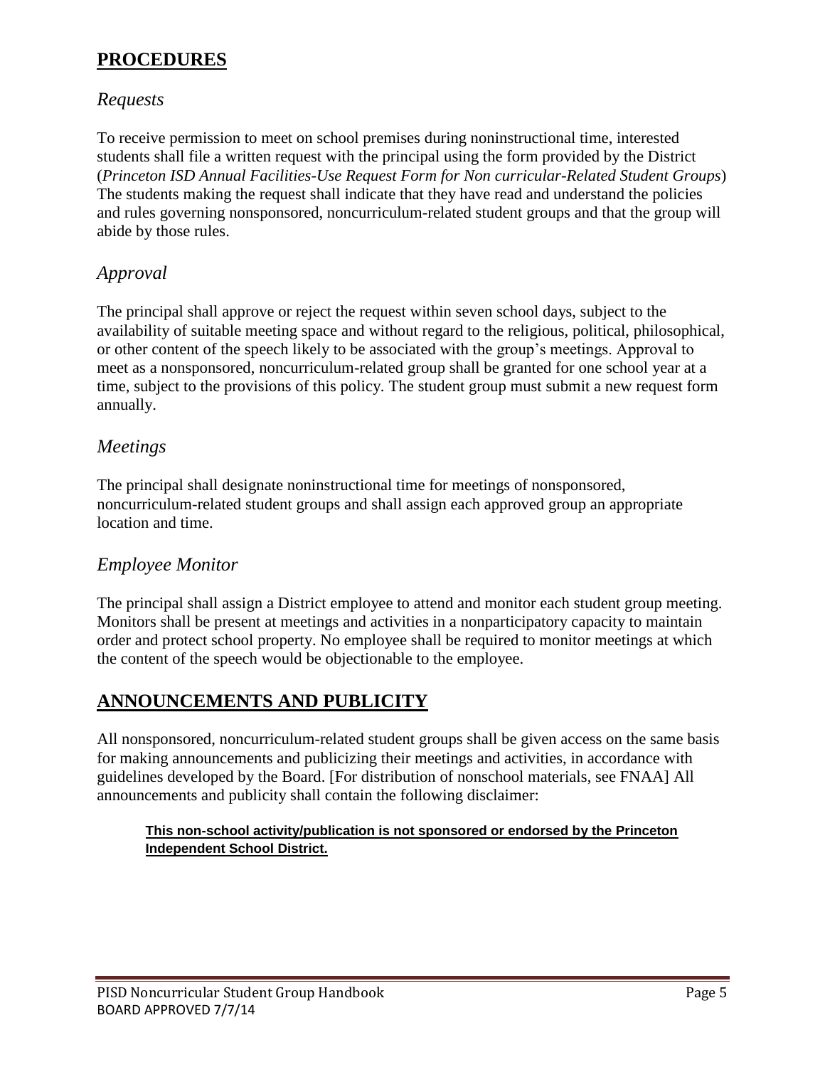## PROCEDURES

### *Requests*

To receive permission to meet on school premises during noninstructional time, interested students shall file a written request with the principal using the form provided by the District (*Princeton ISD Annual Facilities-Use Request Form for Non curricular-Related Student Groups*) The students making the request shall indicate that they have read and understand the policies and rules governing nonsponsored, noncurriculum-related student groups and that the group will abide by those rules.

### *Approval*

The principal shall approve or reject the request within seven school days, subject to the availability of suitable meeting space and without regard to the religious, political, philosophical, or other content of the speech likely to be associated with the group's meetings. Approval to meet as a nonsponsored, noncurriculum-related group shall be granted for one school year at a time, subject to the provisions of this policy. The student group must submit a new request form annually.

### *Meetings*

The principal shall designate noninstructional time for meetings of nonsponsored, noncurriculum-related student groups and shall assign each approved group an appropriate location and time.

### *Employee Monitor*

The principal shall assign a District employee to attend and monitor each student group meeting. Monitors shall be present at meetings and activities in a nonparticipatory capacity to maintain order and protect school property. No employee shall be required to monitor meetings at which the content of the speech would be objectionable to the employee.

## ANNOUNCEMENTS AND PUBLICITY

All nonsponsored, noncurriculum-related student groups shall be given access on the same basis for making announcements and publicizing their meetings and activities, in accordance with guidelines developed by the Board. [For distribution of nonschool materials, see FNAA] All announcements and publicity shall contain the following disclaimer:

> **This non-school activity/publication is not sponsored or endorsed by the Princeton Independent School District.**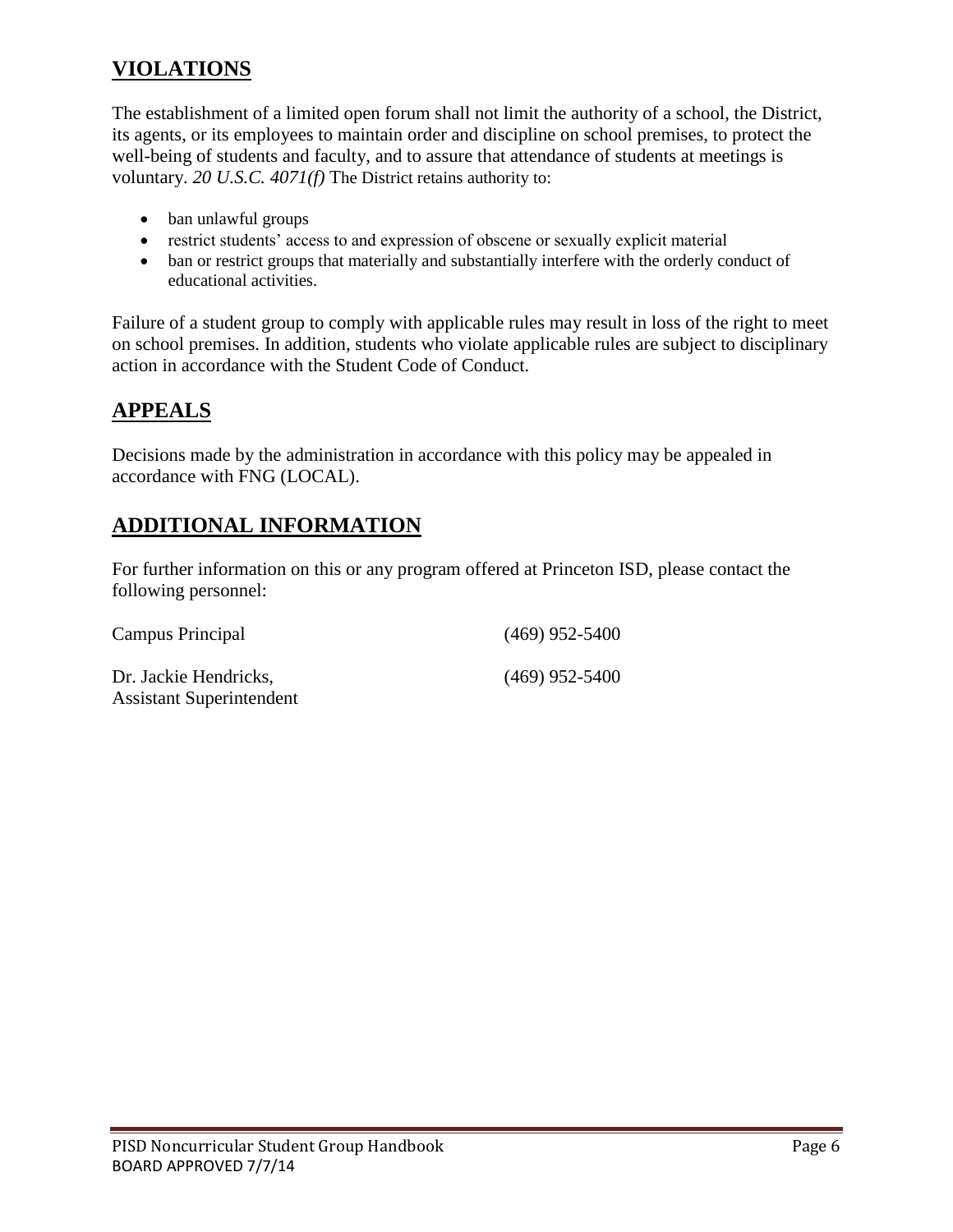## VIOLATIONS

The establishment of a limited open forum shall not limit the authority of a school, the District, its agents, or its employees to maintain order and discipline on school premises, to protect the well-being of students and faculty, and to assure that attendance of students at meetings is voluntary. *20 U.S.C. 4071(f)* The District retains authority to:

- ban unlawful groups
- restrict students' access to and expression of obscene or sexually explicit material
- ban or restrict groups that materially and substantially interfere with the orderly conduct of educational activities.

Failure of a student group to comply with applicable rules may result in loss of the right to meet on school premises. In addition, students who violate applicable rules are subject to disciplinary action in accordance with the Student Code of Conduct.

## APPEALS

Decisions made by the administration in accordance with this policy may be appealed in accordance with FNG (LOCAL).

## ADDITIONAL INFORMATION

For further information on this or any program offered at Princeton ISD, please contact the following personnel:

| | |
|---|---|
| Campus Principal | (469) 952-5400 |
| Dr. Jackie Hendricks, Assistant Superintendent | (469) 952-5400 |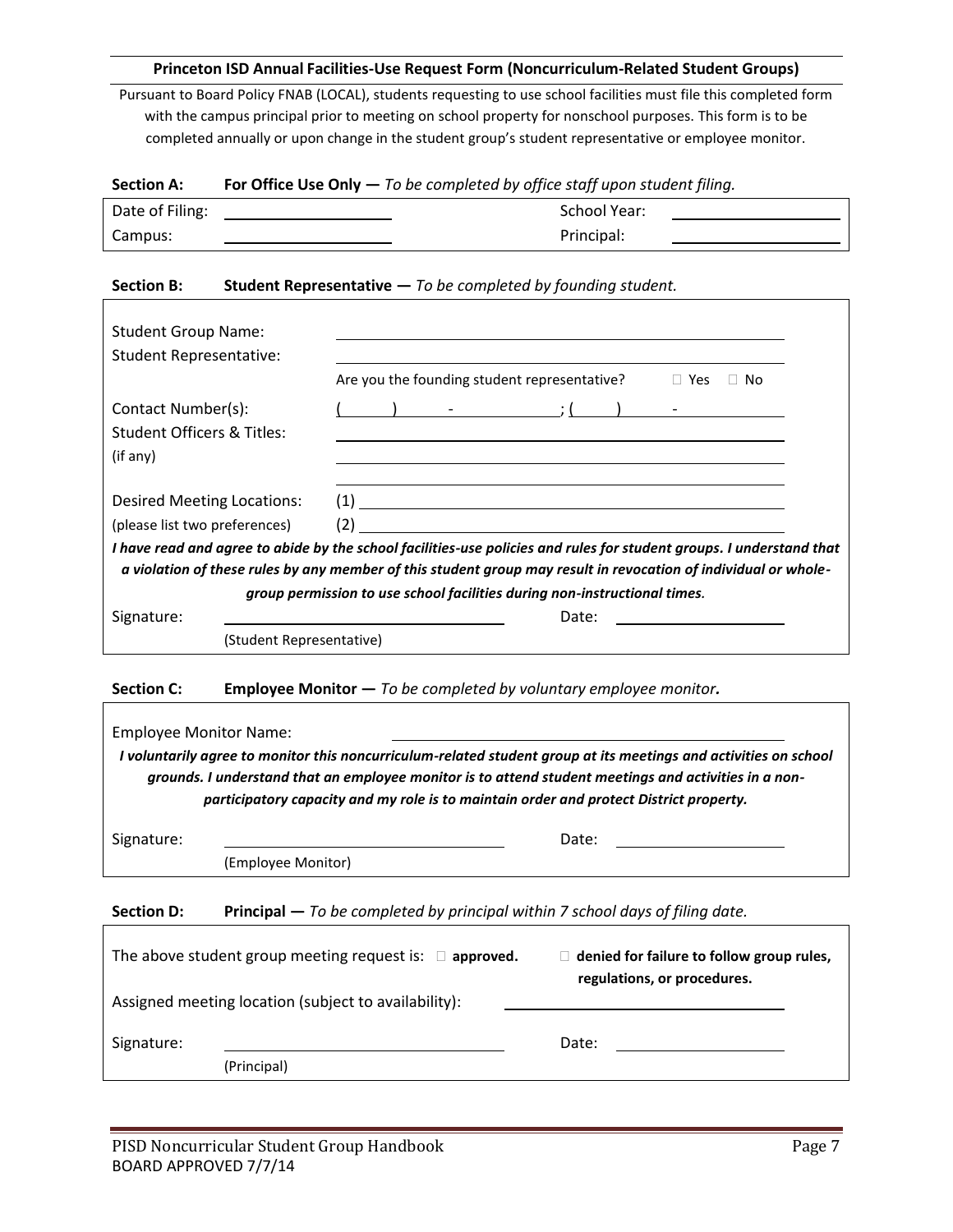**Princeton ISD Annual Facilities-Use Request Form (Noncurriculum-Related Student Groups)**

Pursuant to Board Policy FNAB (LOCAL), students requesting to use school facilities must file this completed form with the campus principal prior to meeting on school property for nonschool purposes. This form is to be completed annually or upon change in the student group's student representative or employee monitor.

**Section A: For Office Use Only —** *To be completed by office staff upon student filing.*

| | | | |
|---|---|---|---|
| Date of Filing: | ____________ | School Year: | ____________ |
| Campus: | ____________ | Principal: | ____________ |

**Section B: Student Representative —** *To be completed by founding student.*

Student Group Name: ______________________________

Student Representative: ______________________________

Are you the founding student representative? ☐ Yes ☐ No

Contact Number(s): (     )      -           ; (     )      -

Student Officers & Titles: ______________________________
(if any) ______________________________

______________________________

Desired Meeting Locations: (1) ______________________________
(please list two preferences) (2) ______________________________

***I have read and agree to abide by the school facilities-use policies and rules for student groups. I understand that a violation of these rules by any member of this student group may result in revocation of individual or whole-group permission to use school facilities during non-instructional times.***

Signature: ______________________ Date: ____________
(Student Representative)

**Section C: Employee Monitor —** *To be completed by voluntary employee monitor.*

Employee Monitor Name: ______________________________

***I voluntarily agree to monitor this noncurriculum-related student group at its meetings and activities on school grounds. I understand that an employee monitor is to attend student meetings and activities in a non-participatory capacity and my role is to maintain order and protect District property.***

Signature: ______________________ Date: ____________
(Employee Monitor)

**Section D: Principal —** *To be completed by principal within 7 school days of filing date.*

The above student group meeting request is: ☐ **approved.** ☐ **denied for failure to follow group rules, regulations, or procedures.**

Assigned meeting location (subject to availability): ______________________

Signature: ______________________ Date: ____________
(Principal)